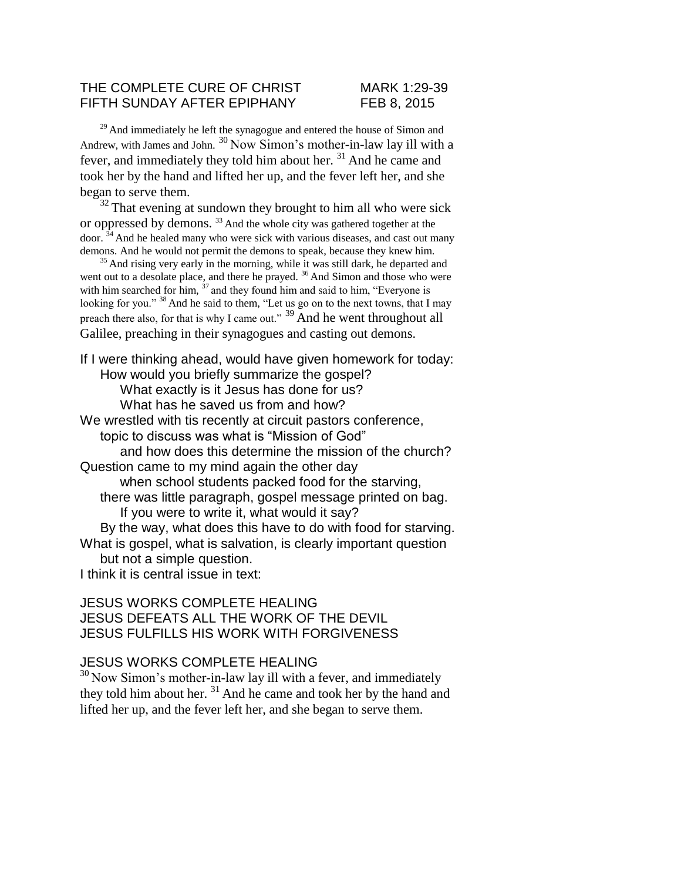THE COMPLETE CURE OF CHRIST MARK 1:29-39
FIFTH SUNDAY AFTER EPIPHANY FEB 8, 2015

[29] And immediately he left the synagogue and entered the house of Simon and Andrew, with James and John. [30] Now Simon's mother-in-law lay ill with a fever, and immediately they told him about her. [31] And he came and took her by the hand and lifted her up, and the fever left her, and she began to serve them.

[32] That evening at sundown they brought to him all who were sick or oppressed by demons. [33] And the whole city was gathered together at the door. [34] And he healed many who were sick with various diseases, and cast out many demons. And he would not permit the demons to speak, because they knew him.

[35] And rising very early in the morning, while it was still dark, he departed and went out to a desolate place, and there he prayed. [36] And Simon and those who were with him searched for him, [37] and they found him and said to him, "Everyone is looking for you." [38] And he said to them, "Let us go on to the next towns, that I may preach there also, for that is why I came out." [39] And he went throughout all Galilee, preaching in their synagogues and casting out demons.

If I were thinking ahead, would have given homework for today:
How would you briefly summarize the gospel?
What exactly is it Jesus has done for us?
What has he saved us from and how?
We wrestled with tis recently at circuit pastors conference,
topic to discuss was what is "Mission of God"
and how does this determine the mission of the church?
Question came to my mind again the other day
when school students packed food for the starving,
there was little paragraph, gospel message printed on bag.
If you were to write it, what would it say?
By the way, what does this have to do with food for starving.
What is gospel, what is salvation, is clearly important question
but not a simple question.
I think it is central issue in text:

JESUS WORKS COMPLETE HEALING
JESUS DEFEATS ALL THE WORK OF THE DEVIL
JESUS FULFILLS HIS WORK WITH FORGIVENESS

JESUS WORKS COMPLETE HEALING

[30] Now Simon's mother-in-law lay ill with a fever, and immediately they told him about her. [31] And he came and took her by the hand and lifted her up, and the fever left her, and she began to serve them.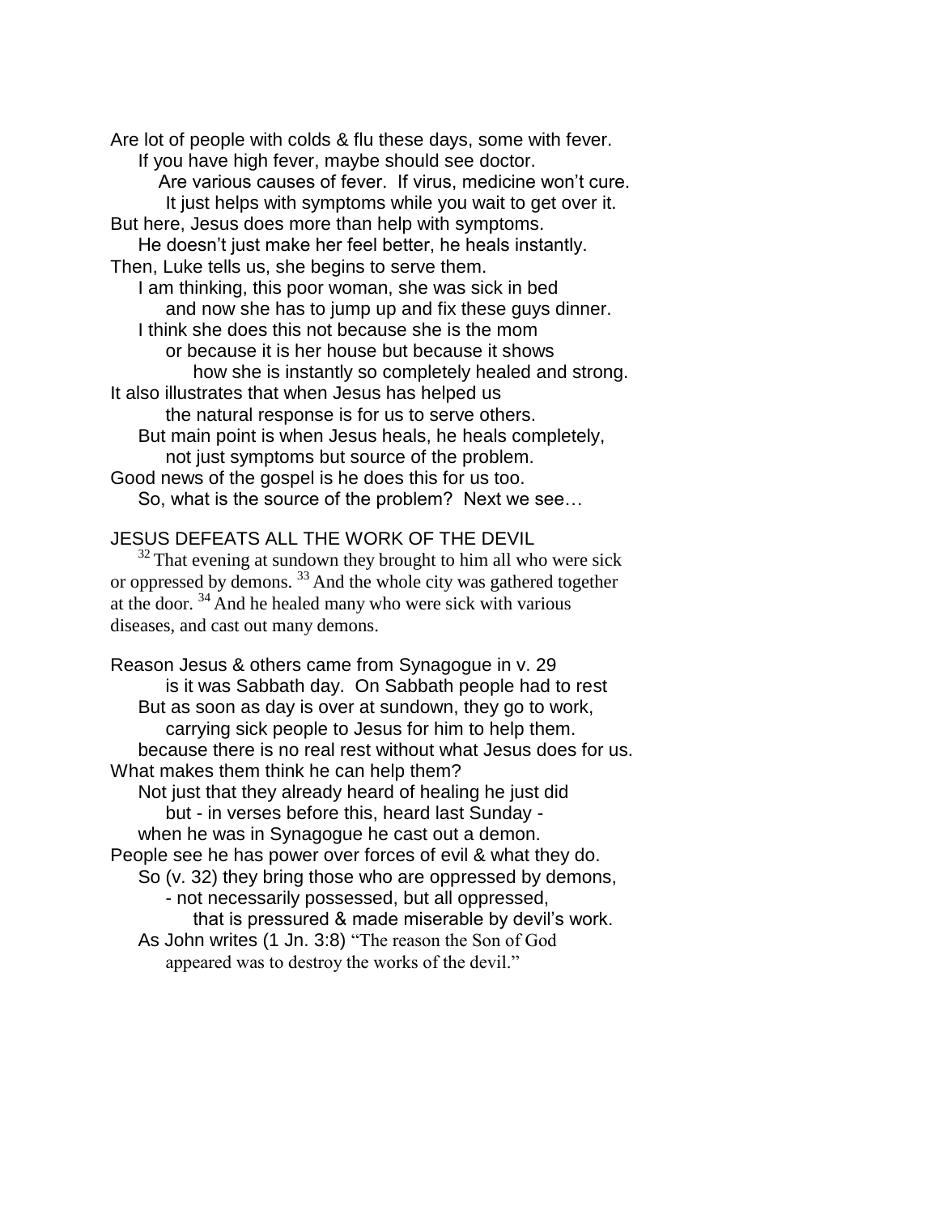Are lot of people with colds & flu these days, some with fever.
If you have high fever, maybe should see doctor.
Are various causes of fever. If virus, medicine won't cure.
It just helps with symptoms while you wait to get over it.
But here, Jesus does more than help with symptoms.
He doesn't just make her feel better, he heals instantly.
Then, Luke tells us, she begins to serve them.
I am thinking, this poor woman, she was sick in bed
and now she has to jump up and fix these guys dinner.
I think she does this not because she is the mom
or because it is her house but because it shows
how she is instantly so completely healed and strong.
It also illustrates that when Jesus has helped us
the natural response is for us to serve others.
But main point is when Jesus heals, he heals completely,
not just symptoms but source of the problem.
Good news of the gospel is he does this for us too.
So, what is the source of the problem? Next we see…

JESUS DEFEATS ALL THE WORK OF THE DEVIL

[32] That evening at sundown they brought to him all who were sick or oppressed by demons. [33] And the whole city was gathered together at the door. [34] And he healed many who were sick with various diseases, and cast out many demons.

Reason Jesus & others came from Synagogue in v. 29
is it was Sabbath day. On Sabbath people had to rest
But as soon as day is over at sundown, they go to work,
carrying sick people to Jesus for him to help them.
because there is no real rest without what Jesus does for us.
What makes them think he can help them?
Not just that they already heard of healing he just did
but - in verses before this, heard last Sunday -
when he was in Synagogue he cast out a demon.
People see he has power over forces of evil & what they do.
So (v. 32) they bring those who are oppressed by demons,
- not necessarily possessed, but all oppressed,
that is pressured & made miserable by devil's work.
As John writes (1 Jn. 3:8) "The reason the Son of God
appeared was to destroy the works of the devil."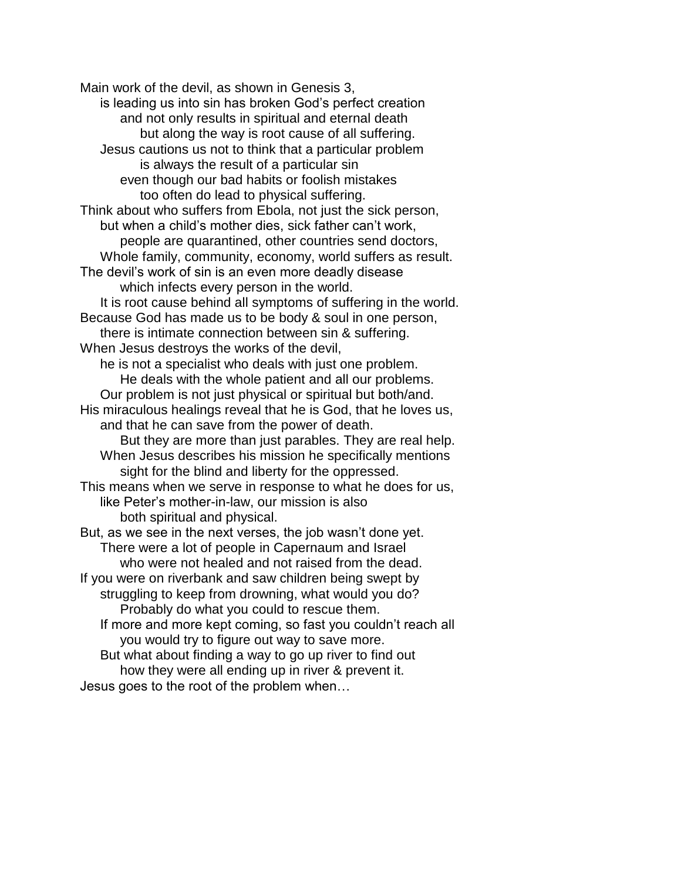Main work of the devil, as shown in Genesis 3,
is leading us into sin has broken God's perfect creation
and not only results in spiritual and eternal death
but along the way is root cause of all suffering.
Jesus cautions us not to think that a particular problem
is always the result of a particular sin
even though our bad habits or foolish mistakes
too often do lead to physical suffering.
Think about who suffers from Ebola, not just the sick person,
but when a child's mother dies, sick father can't work,
people are quarantined, other countries send doctors,
Whole family, community, economy, world suffers as result.
The devil's work of sin is an even more deadly disease
which infects every person in the world.
It is root cause behind all symptoms of suffering in the world.
Because God has made us to be body & soul in one person,
there is intimate connection between sin & suffering.
When Jesus destroys the works of the devil,
he is not a specialist who deals with just one problem.
He deals with the whole patient and all our problems.
Our problem is not just physical or spiritual but both/and.
His miraculous healings reveal that he is God, that he loves us,
and that he can save from the power of death.
But they are more than just parables. They are real help.
When Jesus describes his mission he specifically mentions
sight for the blind and liberty for the oppressed.
This means when we serve in response to what he does for us,
like Peter's mother-in-law, our mission is also
both spiritual and physical.
But, as we see in the next verses, the job wasn't done yet.
There were a lot of people in Capernaum and Israel
who were not healed and not raised from the dead.
If you were on riverbank and saw children being swept by
struggling to keep from drowning, what would you do?
Probably do what you could to rescue them.
If more and more kept coming, so fast you couldn't reach all
you would try to figure out way to save more.
But what about finding a way to go up river to find out
how they were all ending up in river & prevent it.
Jesus goes to the root of the problem when…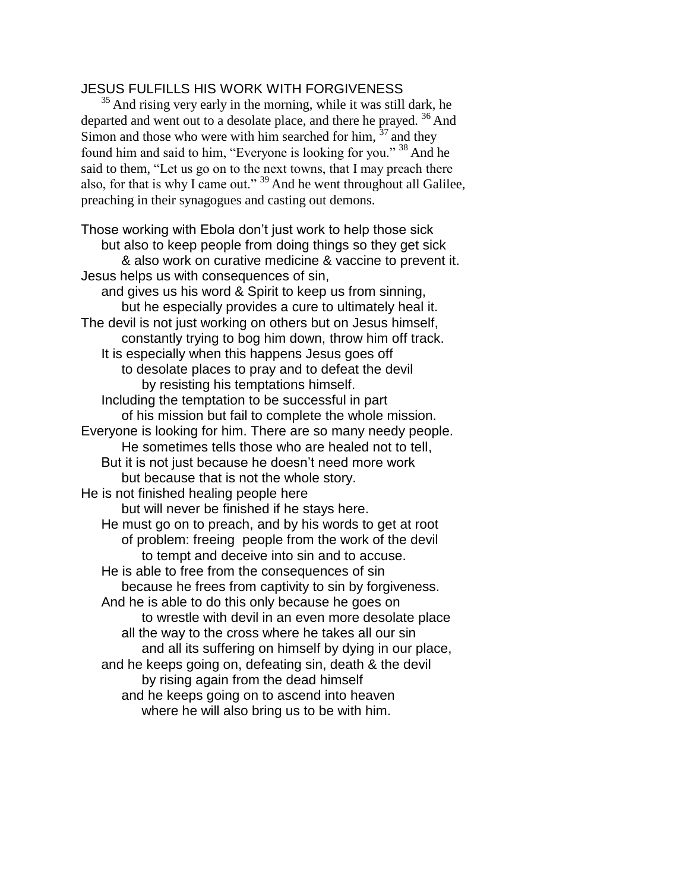## JESUS FULFILLS HIS WORK WITH FORGIVENESS

[35] And rising very early in the morning, while it was still dark, he departed and went out to a desolate place, and there he prayed. [36] And Simon and those who were with him searched for him, [37] and they found him and said to him, "Everyone is looking for you." [38] And he said to them, "Let us go on to the next towns, that I may preach there also, for that is why I came out." [39] And he went throughout all Galilee, preaching in their synagogues and casting out demons.

Those working with Ebola don't just work to help those sick
    but also to keep people from doing things so they get sick
        & also work on curative medicine & vaccine to prevent it.
Jesus helps us with consequences of sin,
    and gives us his word & Spirit to keep us from sinning,
        but he especially provides a cure to ultimately heal it.
The devil is not just working on others but on Jesus himself,
        constantly trying to bog him down, throw him off track.
    It is especially when this happens Jesus goes off
        to desolate places to pray and to defeat the devil
            by resisting his temptations himself.
    Including the temptation to be successful in part
        of his mission but fail to complete the whole mission.
Everyone is looking for him. There are so many needy people.
        He sometimes tells those who are healed not to tell,
    But it is not just because he doesn't need more work
        but because that is not the whole story.
He is not finished healing people here
        but will never be finished if he stays here.
    He must go on to preach, and by his words to get at root
        of problem: freeing people from the work of the devil
            to tempt and deceive into sin and to accuse.
    He is able to free from the consequences of sin
        because he frees from captivity to sin by forgiveness.
    And he is able to do this only because he goes on
            to wrestle with devil in an even more desolate place
        all the way to the cross where he takes all our sin
            and all its suffering on himself by dying in our place,
    and he keeps going on, defeating sin, death & the devil
            by rising again from the dead himself
        and he keeps going on to ascend into heaven
            where he will also bring us to be with him.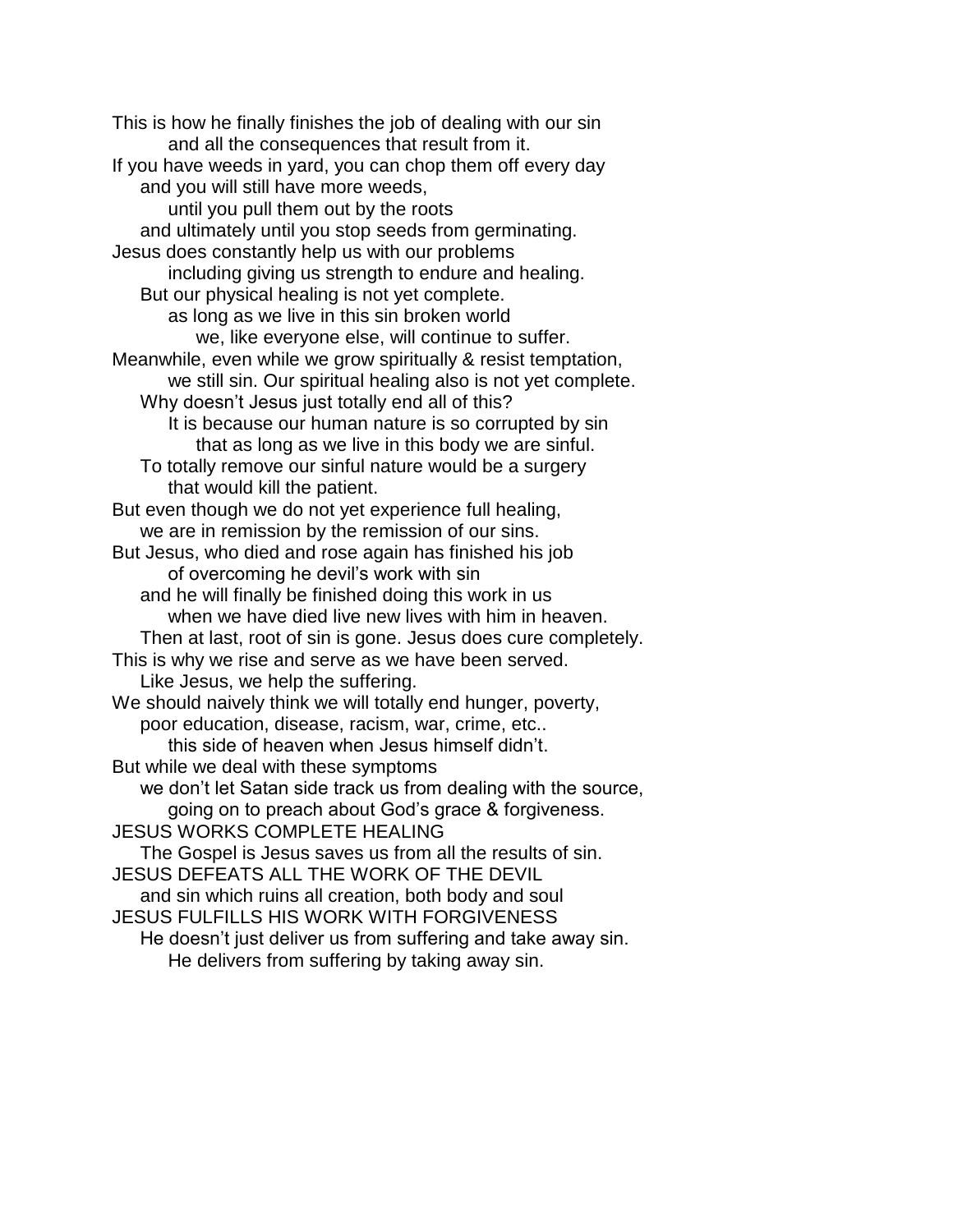This is how he finally finishes the job of dealing with our sin
and all the consequences that result from it.
If you have weeds in yard, you can chop them off every day
and you will still have more weeds,
until you pull them out by the roots
and ultimately until you stop seeds from germinating.
Jesus does constantly help us with our problems
including giving us strength to endure and healing.
But our physical healing is not yet complete.
as long as we live in this sin broken world
we, like everyone else, will continue to suffer.
Meanwhile, even while we grow spiritually & resist temptation,
we still sin. Our spiritual healing also is not yet complete.
Why doesn't Jesus just totally end all of this?
It is because our human nature is so corrupted by sin
that as long as we live in this body we are sinful.
To totally remove our sinful nature would be a surgery
that would kill the patient.
But even though we do not yet experience full healing,
we are in remission by the remission of our sins.
But Jesus, who died and rose again has finished his job
of overcoming he devil's work with sin
and he will finally be finished doing this work in us
when we have died live new lives with him in heaven.
Then at last, root of sin is gone. Jesus does cure completely.
This is why we rise and serve as we have been served.
Like Jesus, we help the suffering.
We should naively think we will totally end hunger, poverty,
poor education, disease, racism, war, crime, etc..
this side of heaven when Jesus himself didn't.
But while we deal with these symptoms
we don't let Satan side track us from dealing with the source,
going on to preach about God's grace & forgiveness.
JESUS WORKS COMPLETE HEALING
The Gospel is Jesus saves us from all the results of sin.
JESUS DEFEATS ALL THE WORK OF THE DEVIL
and sin which ruins all creation, both body and soul
JESUS FULFILLS HIS WORK WITH FORGIVENESS
He doesn't just deliver us from suffering and take away sin.
He delivers from suffering by taking away sin.